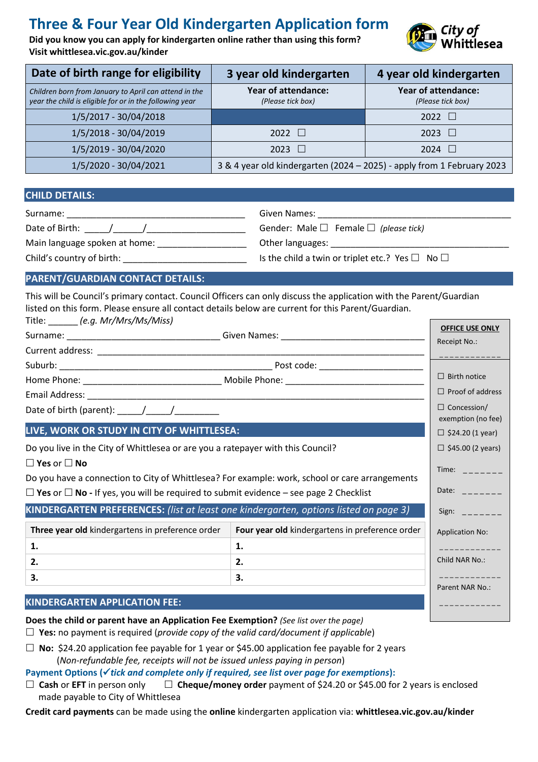# Three & Four Year Old Kindergarten Application form

**Did you know you can apply for kindergarten online rather than using this form?**
**Visit whittlesea.vic.gov.au/kinder**

City of Whittlesea

| Date of birth range for eligibility | 3 year old kindergarten | 4 year old kindergarten |
|---|---|---|
| *Children born from January to April can attend in the year the child is eligible for or in the following year* | **Year of attendance:** *(Please tick box)* | **Year of attendance:** *(Please tick box)* |
| 1/5/2017 - 30/04/2018 | | 2022 ☐ |
| 1/5/2018 - 30/04/2019 | 2022 ☐ | 2023 ☐ |
| 1/5/2019 - 30/04/2020 | 2023 ☐ | 2024 ☐ |
| 1/5/2020 - 30/04/2021 | 3 & 4 year old kindergarten (2024 – 2025) - apply from 1 February 2023 | |

## CHILD DETAILS:

Surname: ______________________________ Given Names: ______________________________

Date of Birth: _____/______/__________________ Gender: Male ☐ Female ☐ *(please tick)*

Main language spoken at home: _________________ Other languages: ______________________________

Child's country of birth: ________________________ Is the child a twin or triplet etc.? Yes ☐ No ☐

## PARENT/GUARDIAN CONTACT DETAILS:

This will be Council's primary contact. Council Officers can only discuss the application with the Parent/Guardian listed on this form. Please ensure all contact details below are current for this Parent/Guardian.

Title: ______ *(e.g. Mr/Mrs/Ms/Miss)*

Surname: ______________________________ Given Names: ______________________________

Current address: ______________________________________________________________

Suburb: ________________________________________ Post code: ____________________

Home Phone: ___________________________ Mobile Phone: ____________________________

Email Address: ________________________________________________________________

Date of birth (parent): _____/_____/_________

## LIVE, WORK OR STUDY IN CITY OF WHITTLESEA:

Do you live in the City of Whittlesea or are you a ratepayer with this Council?

☐ **Yes** or ☐ **No**

Do you have a connection to City of Whittlesea? For example: work, school or care arrangements

☐ **Yes** or ☐ **No -** If yes, you will be required to submit evidence – see page 2 Checklist

## KINDERGARTEN PREFERENCES: *(list at least one kindergarten, options listed on page 3)*

| **Three year old** kindergartens in preference order | **Four year old** kindergartens in preference order |
|---|---|
| **1.** | **1.** |
| **2.** | **2.** |
| **3.** | **3.** |

## KINDERGARTEN APPLICATION FEE:

**Does the child or parent have an Application Fee Exemption?** *(See list over the page)*

☐ **Yes:** no payment is required (*provide copy of the valid card/document if applicable*)

☐ **No:** $24.20 application fee payable for 1 year or $45.00 application fee payable for 2 years (*Non-refundable fee, receipts will not be issued unless paying in person*)

**Payment Options (*✓tick and complete only if required, see list over page for exemptions*):**

☐ **Cash** or **EFT** in person only ☐ **Cheque/money order** payment of $24.20 or $45.00 for 2 years is enclosed made payable to City of Whittlesea

**Credit card payments** can be made using the **online** kindergarten application via: **whittlesea.vic.gov.au/kinder**

**OFFICE USE ONLY**

Receipt No.: ____________

☐ Birth notice

☐ Proof of address

☐ Concession/ exemption (no fee)

☐ $24.20 (1 year)

☐ $45.00 (2 years)

Time: _______

Date: _______

Sign: _______

Application No: ____________

Child NAR No.: ____________

Parent NAR No.: ____________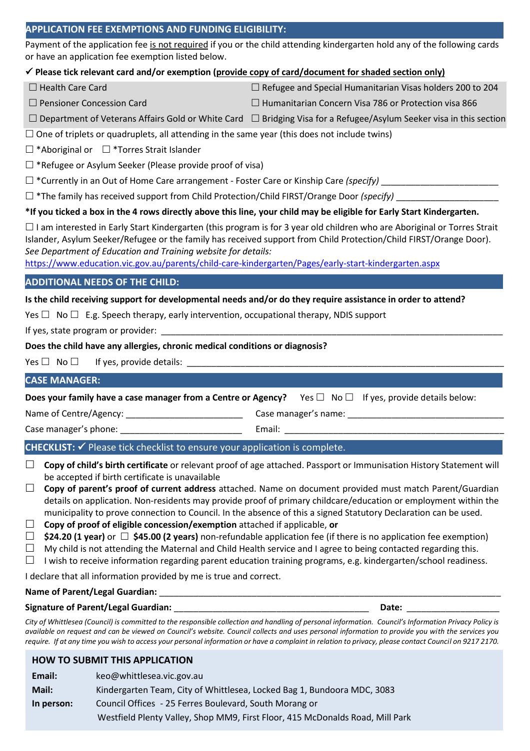## APPLICATION FEE EXEMPTIONS AND FUNDING ELIGIBILITY:

Payment of the application fee is not required if you or the child attending kindergarten hold any of the following cards or have an application fee exemption listed below.

**✓ Please tick relevant card and/or exemption (provide copy of card/document for shaded section only)**

| | |
|---|---|
| ☐ Health Care Card | ☐ Refugee and Special Humanitarian Visas holders 200 to 204 |
| ☐ Pensioner Concession Card | ☐ Humanitarian Concern Visa 786 or Protection visa 866 |
| ☐ Department of Veterans Affairs Gold or White Card | ☐ Bridging Visa for a Refugee/Asylum Seeker visa in this section |

☐ One of triplets or quadruplets, all attending in the same year (this does not include twins)

☐ *Aboriginal or ☐ *Torres Strait Islander

☐ *Refugee or Asylum Seeker (Please provide proof of visa)

☐ *Currently in an Out of Home Care arrangement - Foster Care or Kinship Care *(specify)* ________________________

☐ *The family has received support from Child Protection/Child FIRST/Orange Door *(specify)* _____________________

**\*If you ticked a box in the 4 rows directly above this line, your child may be eligible for Early Start Kindergarten.**

☐ I am interested in Early Start Kindergarten (this program is for 3 year old children who are Aboriginal or Torres Strait Islander, Asylum Seeker/Refugee or the family has received support from Child Protection/Child FIRST/Orange Door). *See Department of Education and Training website for details:*
https://www.education.vic.gov.au/parents/child-care-kindergarten/Pages/early-start-kindergarten.aspx

## ADDITIONAL NEEDS OF THE CHILD:

**Is the child receiving support for developmental needs and/or do they require assistance in order to attend?**

Yes ☐ No ☐ E.g. Speech therapy, early intervention, occupational therapy, NDIS support

If yes, state program or provider: ______________________________________________________________

**Does the child have any allergies, chronic medical conditions or diagnosis?**

Yes ☐ No ☐ If yes, provide details: ______________________________________________________________

## CASE MANAGER:

**Does your family have a case manager from a Centre or Agency?** Yes ☐ No ☐ If yes, provide details below:

Name of Centre/Agency: ________________________ Case manager's name: ________________________________

Case manager's phone: ________________________ Email: ______________________________________________

## CHECKLIST: ✓ Please tick checklist to ensure your application is complete.

☐ **Copy of child's birth certificate** or relevant proof of age attached. Passport or Immunisation History Statement will be accepted if birth certificate is unavailable

☐ **Copy of parent's proof of current address** attached. Name on document provided must match Parent/Guardian details on application. Non-residents may provide proof of primary childcare/education or employment within the municipality to prove connection to Council. In the absence of this a signed Statutory Declaration can be used.

☐ **Copy of proof of eligible concession/exemption** attached if applicable, **or**

☐ **$24.20 (1 year)** or ☐ **$45.00 (2 years)** non-refundable application fee (if there is no application fee exemption)

☐ My child is not attending the Maternal and Child Health service and I agree to being contacted regarding this.

☐ I wish to receive information regarding parent education training programs, e.g. kindergarten/school readiness.

I declare that all information provided by me is true and correct.

**Name of Parent/Legal Guardian:** ______________________________________________________________

**Signature of Parent/Legal Guardian:** ________________________________________ **Date:** ___________________

*City of Whittlesea (Council) is committed to the responsible collection and handling of personal information. Council's Information Privacy Policy is available on request and can be viewed on Council's website. Council collects and uses personal information to provide you with the services you require. If at any time you wish to access your personal information or have a complaint in relation to privacy, please contact Council on 9217 2170.*

## HOW TO SUBMIT THIS APPLICATION

| | |
|---|---|
| **Email:** | keo@whittlesea.vic.gov.au |
| **Mail:** | Kindergarten Team, City of Whittlesea, Locked Bag 1, Bundoora MDC, 3083 |
| **In person:** | Council Offices - 25 Ferres Boulevard, South Morang or Westfield Plenty Valley, Shop MM9, First Floor, 415 McDonalds Road, Mill Park |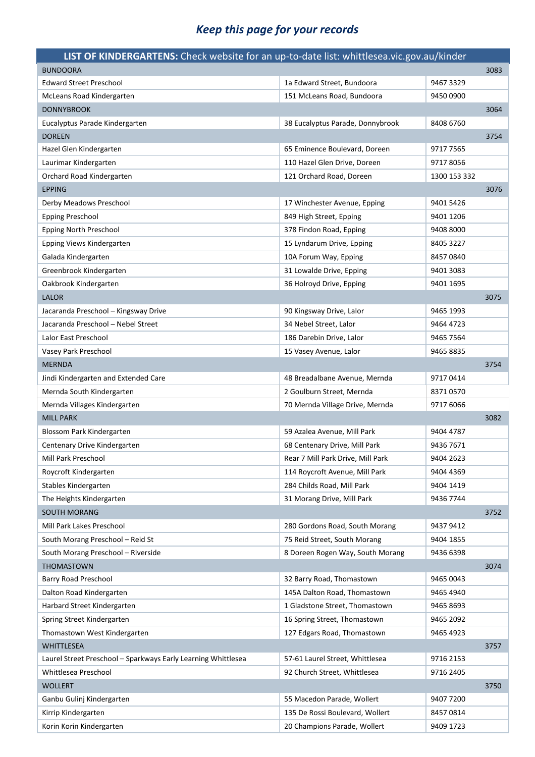## *Keep this page for your records*

| **LIST OF KINDERGARTENS:** Check website for an up-to-date list: whittlesea.vic.gov.au/kinder | | |
|---|---|---|
| BUNDOORA | | 3083 |
| Edward Street Preschool | 1a Edward Street, Bundoora | 9467 3329 |
| McLeans Road Kindergarten | 151 McLeans Road, Bundoora | 9450 0900 |
| DONNYBROOK | | 3064 |
| Eucalyptus Parade Kindergarten | 38 Eucalyptus Parade, Donnybrook | 8408 6760 |
| DOREEN | | 3754 |
| Hazel Glen Kindergarten | 65 Eminence Boulevard, Doreen | 9717 7565 |
| Laurimar Kindergarten | 110 Hazel Glen Drive, Doreen | 9717 8056 |
| Orchard Road Kindergarten | 121 Orchard Road, Doreen | 1300 153 332 |
| EPPING | | 3076 |
| Derby Meadows Preschool | 17 Winchester Avenue, Epping | 9401 5426 |
| Epping Preschool | 849 High Street, Epping | 9401 1206 |
| Epping North Preschool | 378 Findon Road, Epping | 9408 8000 |
| Epping Views Kindergarten | 15 Lyndarum Drive, Epping | 8405 3227 |
| Galada Kindergarten | 10A Forum Way, Epping | 8457 0840 |
| Greenbrook Kindergarten | 31 Lowalde Drive, Epping | 9401 3083 |
| Oakbrook Kindergarten | 36 Holroyd Drive, Epping | 9401 1695 |
| LALOR | | 3075 |
| Jacaranda Preschool – Kingsway Drive | 90 Kingsway Drive, Lalor | 9465 1993 |
| Jacaranda Preschool – Nebel Street | 34 Nebel Street, Lalor | 9464 4723 |
| Lalor East Preschool | 186 Darebin Drive, Lalor | 9465 7564 |
| Vasey Park Preschool | 15 Vasey Avenue, Lalor | 9465 8835 |
| MERNDA | | 3754 |
| Jindi Kindergarten and Extended Care | 48 Breadalbane Avenue, Mernda | 9717 0414 |
| Mernda South Kindergarten | 2 Goulburn Street, Mernda | 8371 0570 |
| Mernda Villages Kindergarten | 70 Mernda Village Drive, Mernda | 9717 6066 |
| MILL PARK | | 3082 |
| Blossom Park Kindergarten | 59 Azalea Avenue, Mill Park | 9404 4787 |
| Centenary Drive Kindergarten | 68 Centenary Drive, Mill Park | 9436 7671 |
| Mill Park Preschool | Rear 7 Mill Park Drive, Mill Park | 9404 2623 |
| Roycroft Kindergarten | 114 Roycroft Avenue, Mill Park | 9404 4369 |
| Stables Kindergarten | 284 Childs Road, Mill Park | 9404 1419 |
| The Heights Kindergarten | 31 Morang Drive, Mill Park | 9436 7744 |
| SOUTH MORANG | | 3752 |
| Mill Park Lakes Preschool | 280 Gordons Road, South Morang | 9437 9412 |
| South Morang Preschool – Reid St | 75 Reid Street, South Morang | 9404 1855 |
| South Morang Preschool – Riverside | 8 Doreen Rogen Way, South Morang | 9436 6398 |
| THOMASTOWN | | 3074 |
| Barry Road Preschool | 32 Barry Road, Thomastown | 9465 0043 |
| Dalton Road Kindergarten | 145A Dalton Road, Thomastown | 9465 4940 |
| Harbard Street Kindergarten | 1 Gladstone Street, Thomastown | 9465 8693 |
| Spring Street Kindergarten | 16 Spring Street, Thomastown | 9465 2092 |
| Thomastown West Kindergarten | 127 Edgars Road, Thomastown | 9465 4923 |
| WHITTLESEA | | 3757 |
| Laurel Street Preschool – Sparkways Early Learning Whittlesea | 57-61 Laurel Street, Whittlesea | 9716 2153 |
| Whittlesea Preschool | 92 Church Street, Whittlesea | 9716 2405 |
| WOLLERT | | 3750 |
| Ganbu Gulinj Kindergarten | 55 Macedon Parade, Wollert | 9407 7200 |
| Kirrip Kindergarten | 135 De Rossi Boulevard, Wollert | 8457 0814 |
| Korin Korin Kindergarten | 20 Champions Parade, Wollert | 9409 1723 |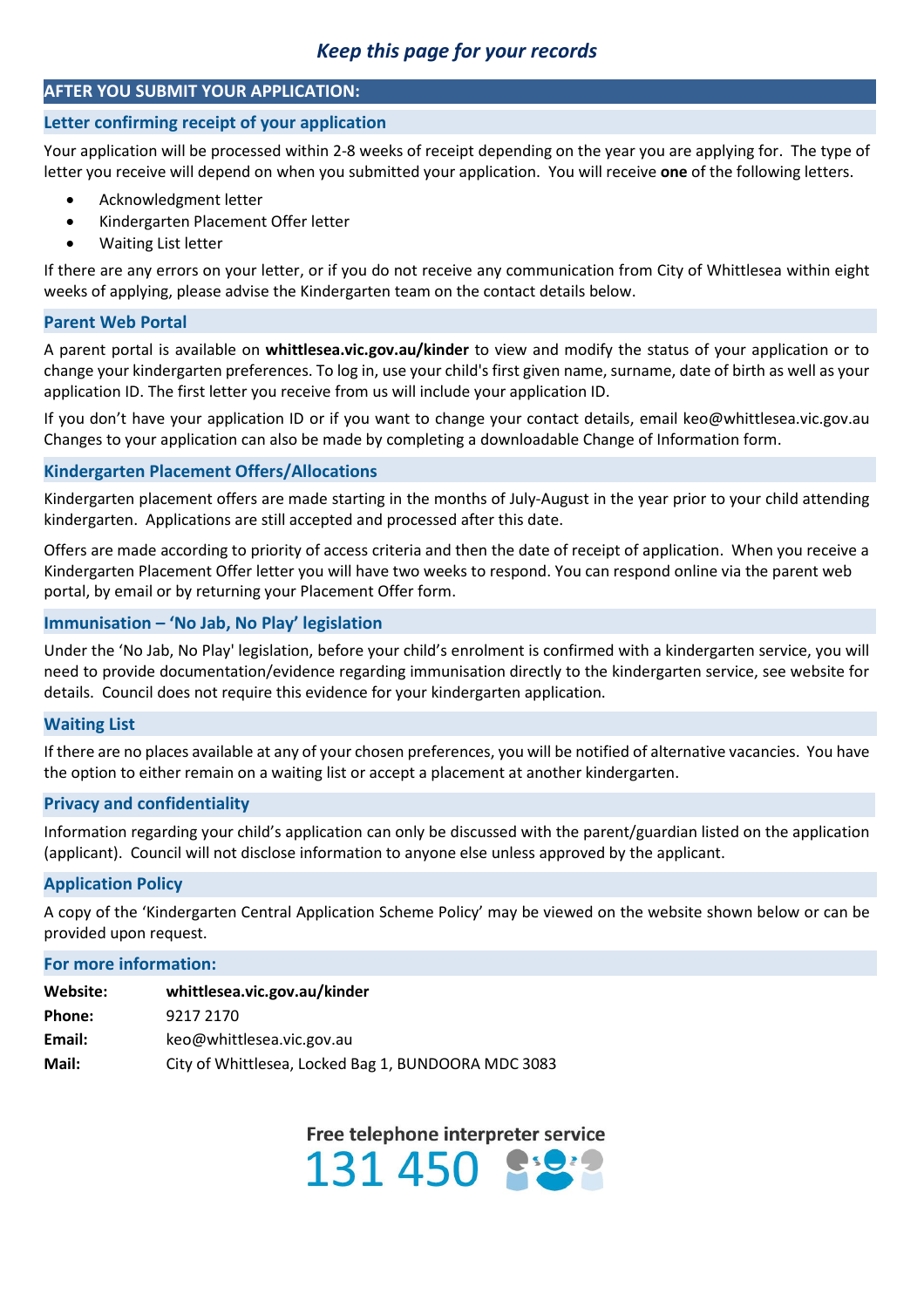*Keep this page for your records*

## AFTER YOU SUBMIT YOUR APPLICATION:

### Letter confirming receipt of your application

Your application will be processed within 2-8 weeks of receipt depending on the year you are applying for. The type of letter you receive will depend on when you submitted your application. You will receive **one** of the following letters.

- Acknowledgment letter
- Kindergarten Placement Offer letter
- Waiting List letter

If there are any errors on your letter, or if you do not receive any communication from City of Whittlesea within eight weeks of applying, please advise the Kindergarten team on the contact details below.

### Parent Web Portal

A parent portal is available on **whittlesea.vic.gov.au/kinder** to view and modify the status of your application or to change your kindergarten preferences. To log in, use your child's first given name, surname, date of birth as well as your application ID. The first letter you receive from us will include your application ID.

If you don't have your application ID or if you want to change your contact details, email keo@whittlesea.vic.gov.au Changes to your application can also be made by completing a downloadable Change of Information form.

### Kindergarten Placement Offers/Allocations

Kindergarten placement offers are made starting in the months of July-August in the year prior to your child attending kindergarten. Applications are still accepted and processed after this date.

Offers are made according to priority of access criteria and then the date of receipt of application. When you receive a Kindergarten Placement Offer letter you will have two weeks to respond. You can respond online via the parent web portal, by email or by returning your Placement Offer form.

### Immunisation – 'No Jab, No Play' legislation

Under the 'No Jab, No Play' legislation, before your child's enrolment is confirmed with a kindergarten service, you will need to provide documentation/evidence regarding immunisation directly to the kindergarten service, see website for details. Council does not require this evidence for your kindergarten application.

### Waiting List

If there are no places available at any of your chosen preferences, you will be notified of alternative vacancies. You have the option to either remain on a waiting list or accept a placement at another kindergarten.

### Privacy and confidentiality

Information regarding your child's application can only be discussed with the parent/guardian listed on the application (applicant). Council will not disclose information to anyone else unless approved by the applicant.

### Application Policy

A copy of the 'Kindergarten Central Application Scheme Policy' may be viewed on the website shown below or can be provided upon request.

### For more information:

| | |
|---|---|
| **Website:** | **whittlesea.vic.gov.au/kinder** |
| **Phone:** | 9217 2170 |
| **Email:** | keo@whittlesea.vic.gov.au |
| **Mail:** | City of Whittlesea, Locked Bag 1, BUNDOORA MDC 3083 |

**Free telephone interpreter service**
**131 450**